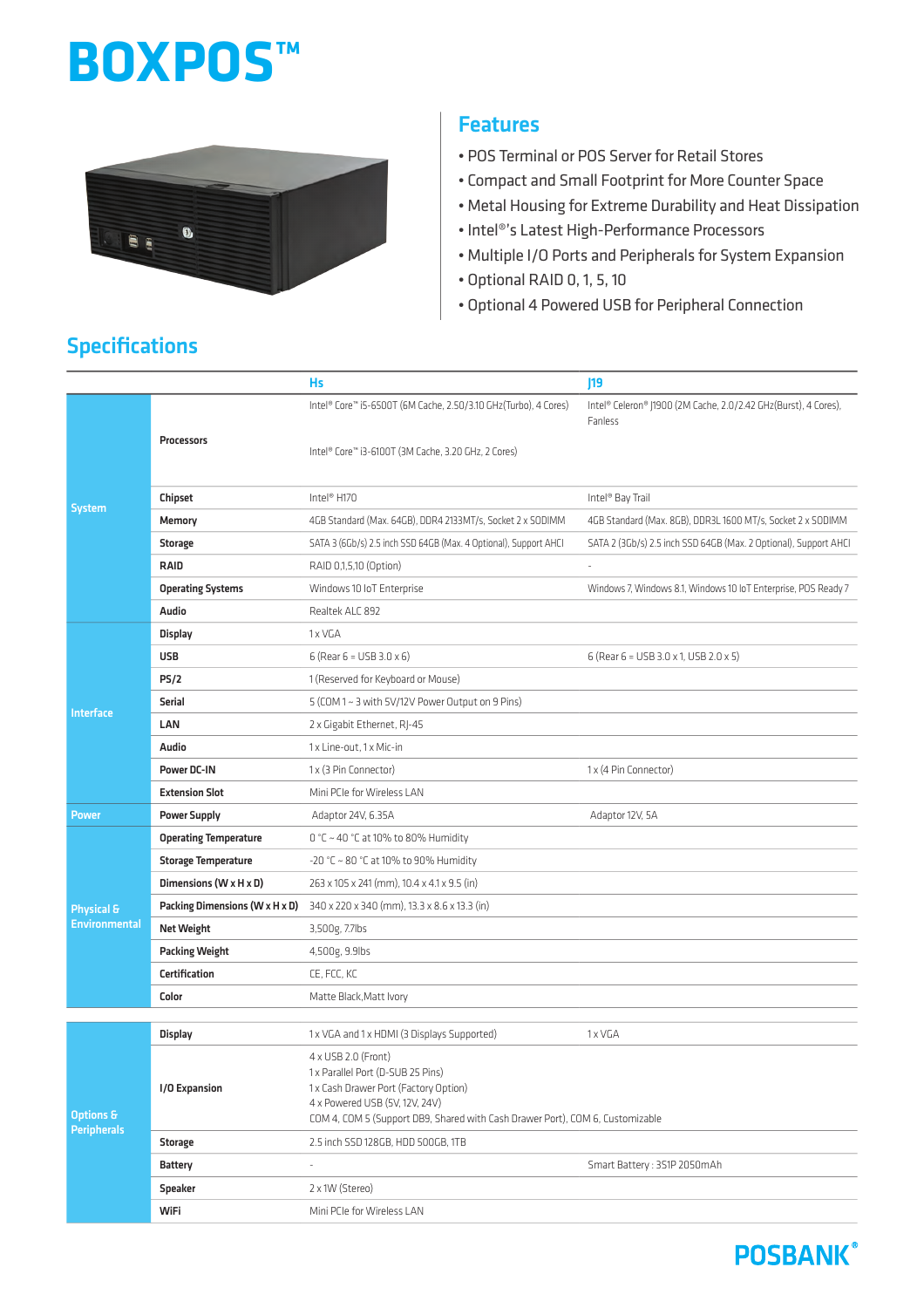# BOXPOS™

## Features

- POS Terminal or POS Server for Retail Stores
- Compact and Small Footprint for More Counter Space
- Metal Housing for Extreme Durability and Heat Dissipation
- Intel®'s Latest High-Performance Processors
- Multiple I/O Ports and Peripherals for System Expansion
- Optional RAID 0, 1, 5, 10
- Optional 4 Powered USB for Peripheral Connection

## Specifications

| | | Hs | J19 |
|---|---|---|---|
| System | Processors | Intel® Core™ i5-6500T (6M Cache, 2.50/3.10 GHz(Turbo), 4 Cores)<br>Intel® Core™ i3-6100T (3M Cache, 3.20 GHz, 2 Cores) | Intel® Celeron® J1900 (2M Cache, 2.0/2.42 GHz(Burst), 4 Cores), Fanless |
| | Chipset | Intel® H170 | Intel® Bay Trail |
| | Memory | 4GB Standard (Max. 64GB), DDR4 2133MT/s, Socket 2 x SODIMM | 4GB Standard (Max. 8GB), DDR3L 1600 MT/s, Socket 2 x SODIMM |
| | Storage | SATA 3 (6Gb/s) 2.5 inch SSD 64GB (Max. 4 Optional), Support AHCI | SATA 2 (3Gb/s) 2.5 inch SSD 64GB (Max. 2 Optional), Support AHCI |
| | RAID | RAID 0,1,5,10 (Option) | - |
| | Operating Systems | Windows 10 IoT Enterprise | Windows 7, Windows 8.1, Windows 10 IoT Enterprise, POS Ready 7 |
| | Audio | Realtek ALC 892 | |
| Interface | Display | 1 x VGA | |
| | USB | 6 (Rear 6 = USB 3.0 x 6) | 6 (Rear 6 = USB 3.0 x 1, USB 2.0 x 5) |
| | PS/2 | 1 (Reserved for Keyboard or Mouse) | |
| | Serial | 5 (COM 1 ~ 3 with 5V/12V Power Output on 9 Pins) | |
| | LAN | 2 x Gigabit Ethernet, RJ-45 | |
| | Audio | 1 x Line-out, 1 x Mic-in | |
| | Power DC-IN | 1 x (3 Pin Connector) | 1 x (4 Pin Connector) |
| | Extension Slot | Mini PCIe for Wireless LAN | |
| Power | Power Supply | Adaptor 24V, 6.35A | Adaptor 12V, 5A |
| Physical & Environmental | Operating Temperature | 0 °C ~ 40 °C at 10% to 80% Humidity | |
| | Storage Temperature | -20 °C ~ 80 °C at 10% to 90% Humidity | |
| | Dimensions (W x H x D) | 263 x 105 x 241 (mm), 10.4 x 4.1 x 9.5 (in) | |
| | Packing Dimensions (W x H x D) | 340 x 220 x 340 (mm), 13.3 x 8.6 x 13.3 (in) | |
| | Net Weight | 3,500g, 7.7lbs | |
| | Packing Weight | 4,500g, 9.9lbs | |
| | Certification | CE, FCC, KC | |
| | Color | Matte Black,Matt Ivory | |
| Options & Peripherals | Display | 1 x VGA and 1 x HDMI (3 Displays Supported) | 1 x VGA |
| | I/O Expansion | 4 x USB 2.0 (Front)<br>1 x Parallel Port (D-SUB 25 Pins)<br>1 x Cash Drawer Port (Factory Option)<br>4 x Powered USB (5V, 12V, 24V)<br>COM 4, COM 5 (Support DB9, Shared with Cash Drawer Port), COM 6, Customizable | |
| | Storage | 2.5 inch SSD 128GB, HDD 500GB, 1TB | |
| | Battery | - | Smart Battery : 3S1P 2050mAh |
| | Speaker | 2 x 1W (Stereo) | |
| | WiFi | Mini PCIe for Wireless LAN | |

POSBANK®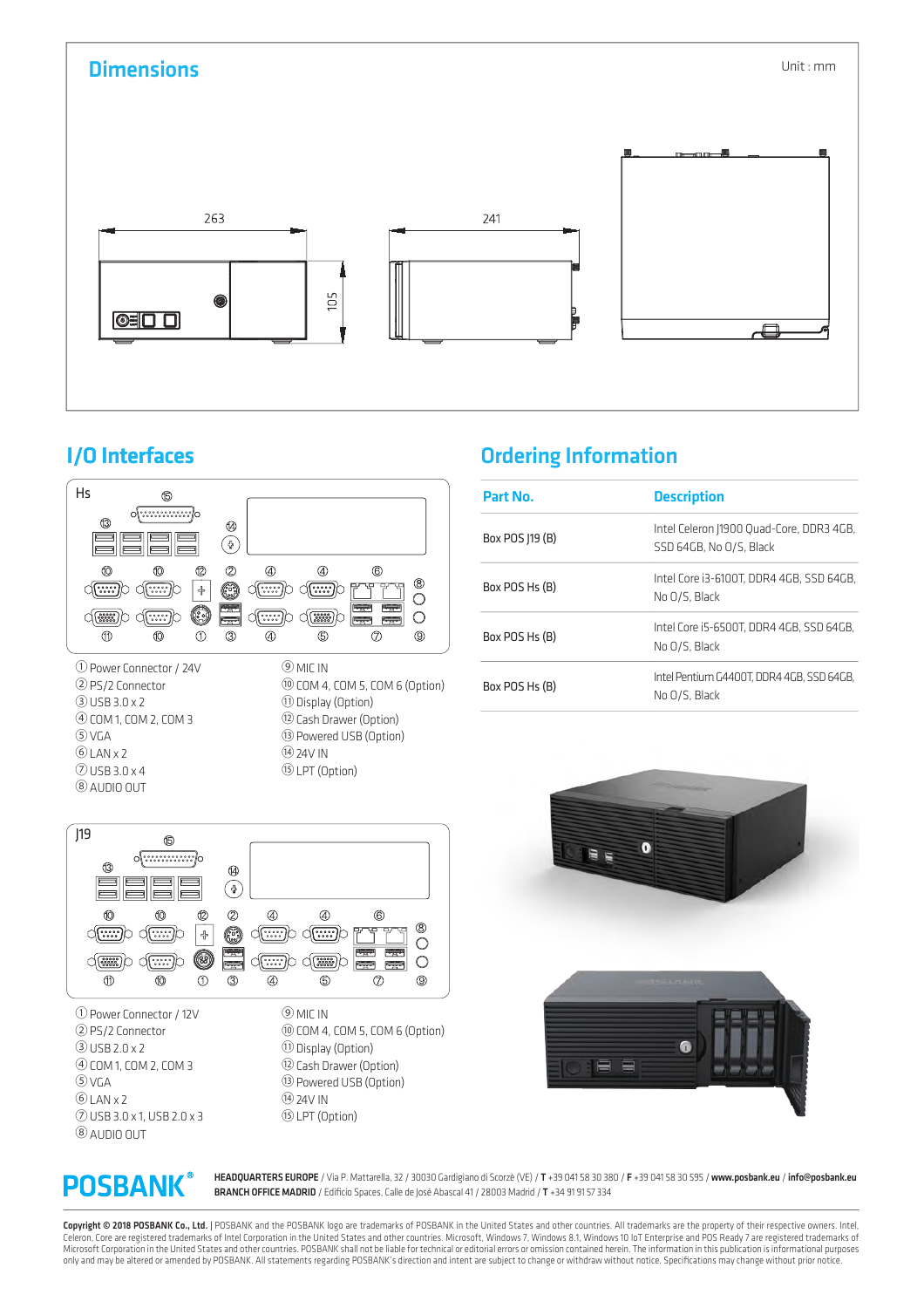## Dimensions

Unit : mm

263

241

105

## I/O Interfaces

Hs

① Power Connector / 24V
② PS/2 Connector
③ USB 3.0 x 2
④ COM 1, COM 2, COM 3
⑤ VGA
⑥ LAN x 2
⑦ USB 3.0 x 4
⑧ AUDIO OUT
⑨ MIC IN
⑩ COM 4, COM 5, COM 6 (Option)
⑪ Display (Option)
⑫ Cash Drawer (Option)
⑬ Powered USB (Option)
⑭ 24V IN
⑮ LPT (Option)

J19

① Power Connector / 12V
② PS/2 Connector
③ USB 2.0 x 2
④ COM 1, COM 2, COM 3
⑤ VGA
⑥ LAN x 2
⑦ USB 3.0 x 1, USB 2.0 x 3
⑧ AUDIO OUT
⑨ MIC IN
⑩ COM 4, COM 5, COM 6 (Option)
⑪ Display (Option)
⑫ Cash Drawer (Option)
⑬ Powered USB (Option)
⑭ 24V IN
⑮ LPT (Option)

## Ordering Information

| Part No. | Description |
|---|---|
| Box POS J19 (B) | Intel Celeron J1900 Quad-Core, DDR3 4GB, SSD 64GB, No O/S, Black |
| Box POS Hs (B) | Intel Core i3-6100T, DDR4 4GB, SSD 64GB, No O/S, Black |
| Box POS Hs (B) | Intel Core i5-6500T, DDR4 4GB, SSD 64GB, No O/S, Black |
| Box POS Hs (B) | Intel Pentium G4400T, DDR4 4GB, SSD 64GB, No O/S, Black |

**POSBANK®**

**HEADQUARTERS EUROPE** / Via P. Mattarella, 32 / 30030 Gardigiano di Scorzè (VE) / **T** +39 041 58 30 380 / **F** +39 041 58 30 595 / **www.posbank.eu** / **info@posbank.eu**
**BRANCH OFFICE MADRID** / Edificio Spaces, Calle de José Abascal 41 / 28003 Madrid / **T** +34 91 91 57 334

**Copyright © 2018 POSBANK Co., Ltd.** | POSBANK and the POSBANK logo are trademarks of POSBANK in the United States and other countries. All trademarks are the property of their respective owners. Intel, Celeron, Core are registered trademarks of Intel Corporation in the United States and other countries. Microsoft, Windows 7, Windows 8.1, Windows 10 IoT Enterprise and POS Ready 7 are registered trademarks of Microsoft Corporation in the United States and other countries. POSBANK shall not be liable for technical or editorial errors or omission contained herein. The information in this publication is informational purposes only and may be altered or amended by POSBANK. All statements regarding POSBANK's direction and intent are subject to change or withdraw without notice. Specifications may change without prior notice.